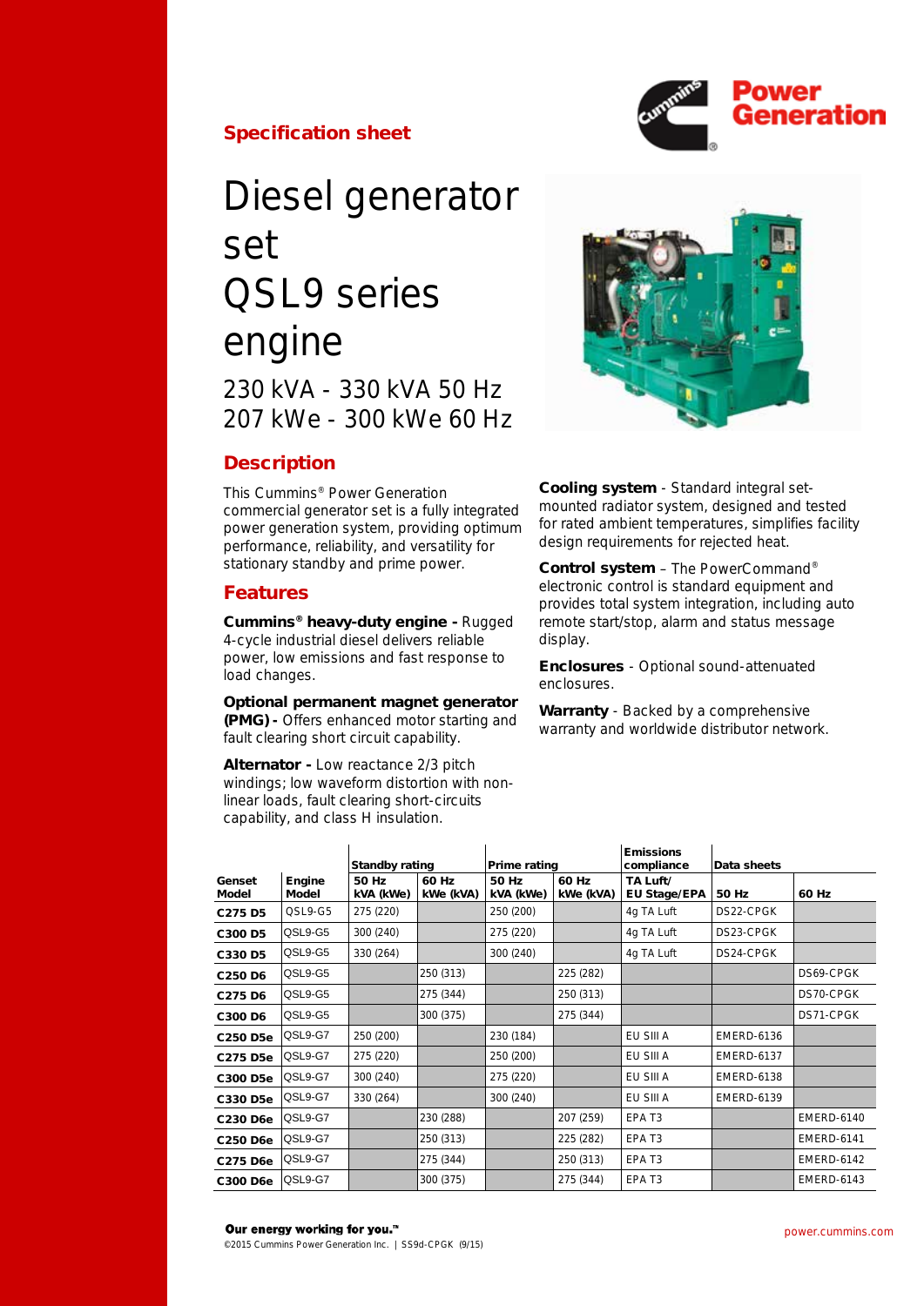## Specification sheet

# Diesel generator set QSL9 series engine

230 kVA - 330 kVA 50 Hz
207 kWe - 300 kWe 60 Hz

## Description

This Cummins® Power Generation commercial generator set is a fully integrated power generation system, providing optimum performance, reliability, and versatility for stationary standby and prime power.

## Features

**Cummins® heavy-duty engine -** Rugged 4-cycle industrial diesel delivers reliable power, low emissions and fast response to load changes.

**Optional permanent magnet generator (PMG) -** Offers enhanced motor starting and fault clearing short circuit capability.

**Alternator -** Low reactance 2/3 pitch windings; low waveform distortion with non-linear loads, fault clearing short-circuits capability, and class H insulation.

**Cooling system** - Standard integral set-mounted radiator system, designed and tested for rated ambient temperatures, simplifies facility design requirements for rejected heat.

**Control system** – The PowerCommand® electronic control is standard equipment and provides total system integration, including auto remote start/stop, alarm and status message display.

**Enclosures** - Optional sound-attenuated enclosures.

**Warranty** - Backed by a comprehensive warranty and worldwide distributor network.

| | | Standby rating | | Prime rating | | Emissions compliance | Data sheets | |
|---|---|---|---|---|---|---|---|---|
| Genset Model | Engine Model | 50 Hz kVA (kWe) | 60 Hz kWe (kVA) | 50 Hz kVA (kWe) | 60 Hz kWe (kVA) | TA Luft/ EU Stage/EPA | 50 Hz | 60 Hz |
| C275 D5 | QSL9-G5 | 275 (220) | | 250 (200) | | 4g TA Luft | DS22-CPGK | |
| C300 D5 | QSL9-G5 | 300 (240) | | 275 (220) | | 4g TA Luft | DS23-CPGK | |
| C330 D5 | QSL9-G5 | 330 (264) | | 300 (240) | | 4g TA Luft | DS24-CPGK | |
| C250 D6 | QSL9-G5 | | 250 (313) | | 225 (282) | | | DS69-CPGK |
| C275 D6 | QSL9-G5 | | 275 (344) | | 250 (313) | | | DS70-CPGK |
| C300 D6 | QSL9-G5 | | 300 (375) | | 275 (344) | | | DS71-CPGK |
| C250 D5e | QSL9-G7 | 250 (200) | | 230 (184) | | EU SIII A | EMERD-6136 | |
| C275 D5e | QSL9-G7 | 275 (220) | | 250 (200) | | EU SIII A | EMERD-6137 | |
| C300 D5e | QSL9-G7 | 300 (240) | | 275 (220) | | EU SIII A | EMERD-6138 | |
| C330 D5e | QSL9-G7 | 330 (264) | | 300 (240) | | EU SIII A | EMERD-6139 | |
| C230 D6e | QSL9-G7 | | 230 (288) | | 207 (259) | EPA T3 | | EMERD-6140 |
| C250 D6e | QSL9-G7 | | 250 (313) | | 225 (282) | EPA T3 | | EMERD-6141 |
| C275 D6e | QSL9-G7 | | 275 (344) | | 250 (313) | EPA T3 | | EMERD-6142 |
| C300 D6e | QSL9-G7 | | 300 (375) | | 275 (344) | EPA T3 | | EMERD-6143 |

**Our energy working for you.™**
©2015 Cummins Power Generation Inc. | SS9d-CPGK (9/15)

power.cummins.com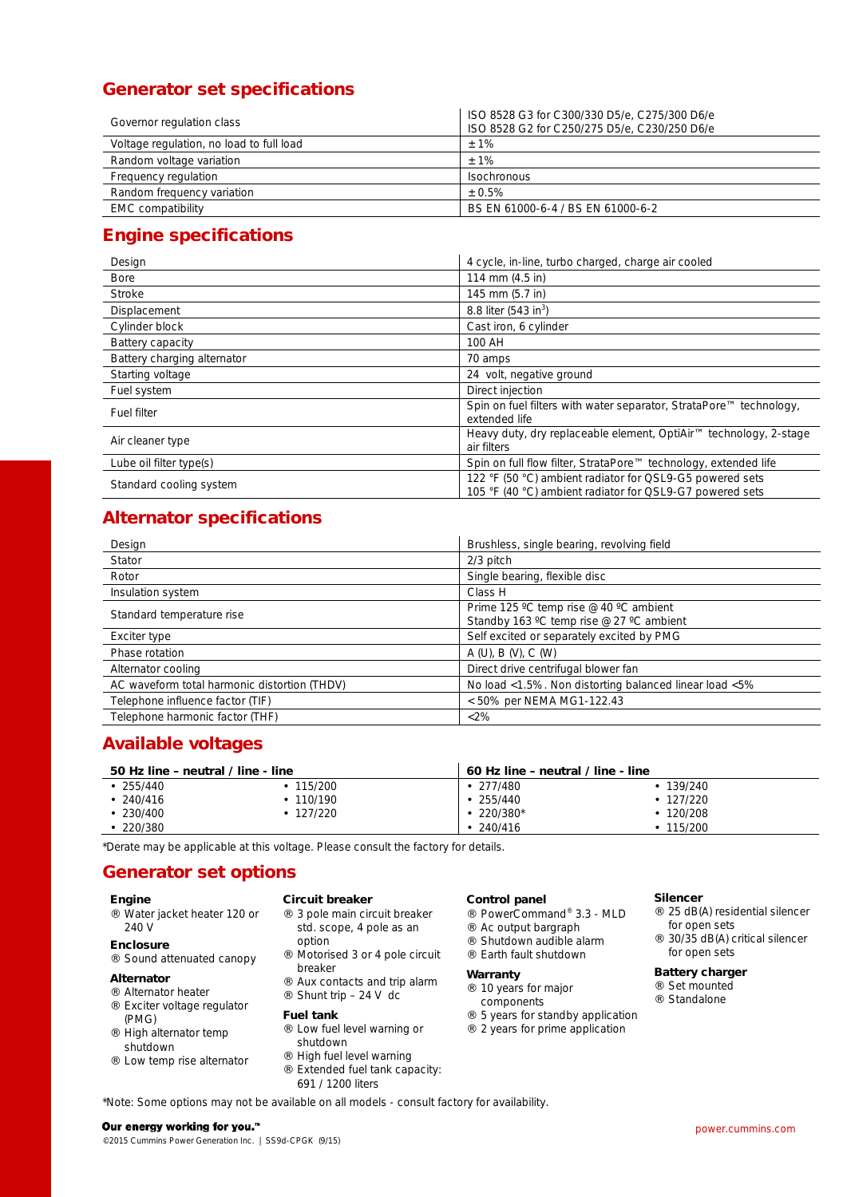## Generator set specifications

| | |
|---|---|
| Governor regulation class | ISO 8528 G3 for C300/330 D5/e, C275/300 D6/e<br>ISO 8528 G2 for C250/275 D5/e, C230/250 D6/e |
| Voltage regulation, no load to full load | ± 1% |
| Random voltage variation | ± 1% |
| Frequency regulation | Isochronous |
| Random frequency variation | ± 0.5% |
| EMC compatibility | BS EN 61000-6-4 / BS EN 61000-6-2 |

## Engine specifications

| | |
|---|---|
| Design | 4 cycle, in-line, turbo charged, charge air cooled |
| Bore | 114 mm (4.5 in) |
| Stroke | 145 mm (5.7 in) |
| Displacement | 8.8 liter (543 $in^3$) |
| Cylinder block | Cast iron, 6 cylinder |
| Battery capacity | 100 AH |
| Battery charging alternator | 70 amps |
| Starting voltage | 24 volt, negative ground |
| Fuel system | Direct injection |
| Fuel filter | Spin on fuel filters with water separator, StrataPore™ technology, extended life |
| Air cleaner type | Heavy duty, dry replaceable element, OptiAir™ technology, 2-stage air filters |
| Lube oil filter type(s) | Spin on full flow filter, StrataPore™ technology, extended life |
| Standard cooling system | 122 °F (50 °C) ambient radiator for QSL9-G5 powered sets<br>105 °F (40 °C) ambient radiator for QSL9-G7 powered sets |

## Alternator specifications

| | |
|---|---|
| Design | Brushless, single bearing, revolving field |
| Stator | 2/3 pitch |
| Rotor | Single bearing, flexible disc |
| Insulation system | Class H |
| Standard temperature rise | Prime 125 ºC temp rise @ 40 ºC ambient<br>Standby 163 ºC temp rise @ 27 ºC ambient |
| Exciter type | Self excited or separately excited by PMG |
| Phase rotation | A (U), B (V), C (W) |
| Alternator cooling | Direct drive centrifugal blower fan |
| AC waveform total harmonic distortion (THDV) | No load <1.5%. Non distorting balanced linear load <5% |
| Telephone influence factor (TIF) | < 50% per NEMA MG1-122.43 |
| Telephone harmonic factor (THF) | <2% |

## Available voltages

| 50 Hz line – neutral / line - line | | 60 Hz line – neutral / line - line | |
|---|---|---|---|
| • 255/440 | • 115/200 | • 277/480 | • 139/240 |
| • 240/416 | • 110/190 | • 255/440 | • 127/220 |
| • 230/400 | • 127/220 | • 220/380* | • 120/208 |
| • 220/380 | | • 240/416 | • 115/200 |

*Derate may be applicable at this voltage. Please consult the factory for details.

## Generator set options

**Engine**
- Water jacket heater 120 or 240 V

**Enclosure**
- Sound attenuated canopy

**Alternator**
- Alternator heater
- Exciter voltage regulator (PMG)
- High alternator temp shutdown
- Low temp rise alternator

**Circuit breaker**
- 3 pole main circuit breaker std. scope, 4 pole as an option
- Motorised 3 or 4 pole circuit breaker
- Aux contacts and trip alarm
- Shunt trip – 24 V dc

**Fuel tank**
- Low fuel level warning or shutdown
- High fuel level warning
- Extended fuel tank capacity: 691 / 1200 liters

**Control panel**
- PowerCommand® 3.3 - MLD
- Ac output bargraph
- Shutdown audible alarm
- Earth fault shutdown

**Warranty**
- 10 years for major components
- 5 years for standby application
- 2 years for prime application

**Silencer**
- 25 dB(A) residential silencer for open sets
- 30/35 dB(A) critical silencer for open sets

**Battery charger**
- Set mounted
- Standalone

*Note: Some options may not be available on all models - consult factory for availability.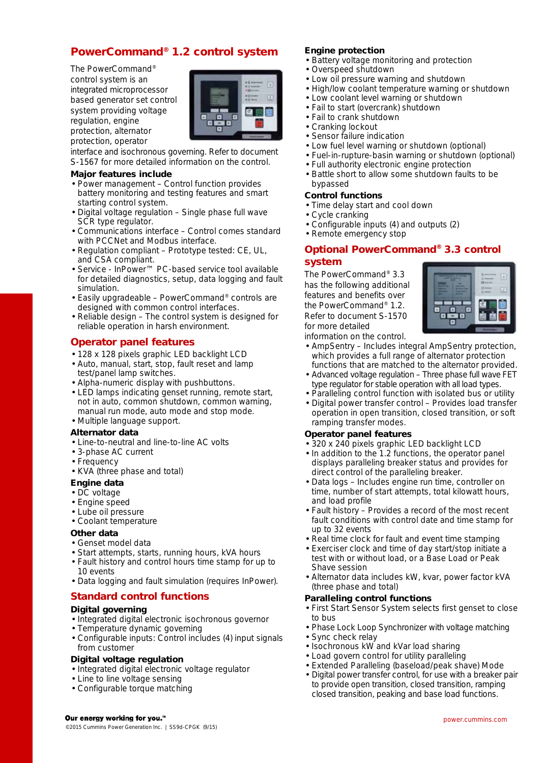## PowerCommand® 1.2 control system

The PowerCommand® control system is an integrated microprocessor based generator set control system providing voltage regulation, engine protection, alternator protection, operator interface and isochronous governing. Refer to document S-1567 for more detailed information on the control.

### Major features include

- Power management – Control function provides battery monitoring and testing features and smart starting control system.
- Digital voltage regulation – Single phase full wave SCR type regulator.
- Communications interface – Control comes standard with PCCNet and Modbus interface.
- Regulation compliant – Prototype tested: CE, UL, and CSA compliant.
- Service - InPower™ PC-based service tool available for detailed diagnostics, setup, data logging and fault simulation.
- Easily upgradeable – PowerCommand® controls are designed with common control interfaces.
- Reliable design – The control system is designed for reliable operation in harsh environment.

## Operator panel features

- 128 x 128 pixels graphic LED backlight LCD
- Auto, manual, start, stop, fault reset and lamp test/panel lamp switches.
- Alpha-numeric display with pushbuttons.
- LED lamps indicating genset running, remote start, not in auto, common shutdown, common warning, manual run mode, auto mode and stop mode.
- Multiple language support.

### Alternator data

- Line-to-neutral and line-to-line AC volts
- 3-phase AC current
- Frequency
- KVA (three phase and total)

### Engine data

- DC voltage
- Engine speed
- Lube oil pressure
- Coolant temperature

### Other data

- Genset model data
- Start attempts, starts, running hours, kVA hours
- Fault history and control hours time stamp for up to 10 events
- Data logging and fault simulation (requires InPower).

## Standard control functions

### Digital governing

- Integrated digital electronic isochronous governor
- Temperature dynamic governing
- Configurable inputs: Control includes (4) input signals from customer

### Digital voltage regulation

- Integrated digital electronic voltage regulator
- Line to line voltage sensing
- Configurable torque matching

### Engine protection

- Battery voltage monitoring and protection
- Overspeed shutdown
- Low oil pressure warning and shutdown
- High/low coolant temperature warning or shutdown
- Low coolant level warning or shutdown
- Fail to start (overcrank) shutdown
- Fail to crank shutdown
- Cranking lockout
- Sensor failure indication
- Low fuel level warning or shutdown (optional)
- Fuel-in-rupture-basin warning or shutdown (optional)
- Full authority electronic engine protection
- Battle short to allow some shutdown faults to be bypassed

### Control functions

- Time delay start and cool down
- Cycle cranking
- Configurable inputs (4) and outputs (2)
- Remote emergency stop

## Optional PowerCommand® 3.3 control system

The PowerCommand® 3.3 has the following additional features and benefits over the PowerCommand® 1.2. Refer to document S-1570 for more detailed information on the control.

- AmpSentry – Includes integral AmpSentry protection, which provides a full range of alternator protection functions that are matched to the alternator provided.
- Advanced voltage regulation – Three phase full wave FET type regulator for stable operation with all load types.
- Paralleling control function with isolated bus or utility
- Digital power transfer control – Provides load transfer operation in open transition, closed transition, or soft ramping transfer modes.

### Operator panel features

- 320 x 240 pixels graphic LED backlight LCD
- In addition to the 1.2 functions, the operator panel displays paralleling breaker status and provides for direct control of the paralleling breaker.
- Data logs – Includes engine run time, controller on time, number of start attempts, total kilowatt hours, and load profile
- Fault history – Provides a record of the most recent fault conditions with control date and time stamp for up to 32 events
- Real time clock for fault and event time stamping
- Exerciser clock and time of day start/stop initiate a test with or without load, or a Base Load or Peak Shave session
- Alternator data includes kW, kvar, power factor kVA (three phase and total)

### Paralleling control functions

- First Start Sensor System selects first genset to close to bus
- Phase Lock Loop Synchronizer with voltage matching
- Sync check relay
- Isochronous kW and kVar load sharing
- Load govern control for utility paralleling
- Extended Paralleling (baseload/peak shave) Mode
- Digital power transfer control, for use with a breaker pair to provide open transition, closed transition, ramping closed transition, peaking and base load functions.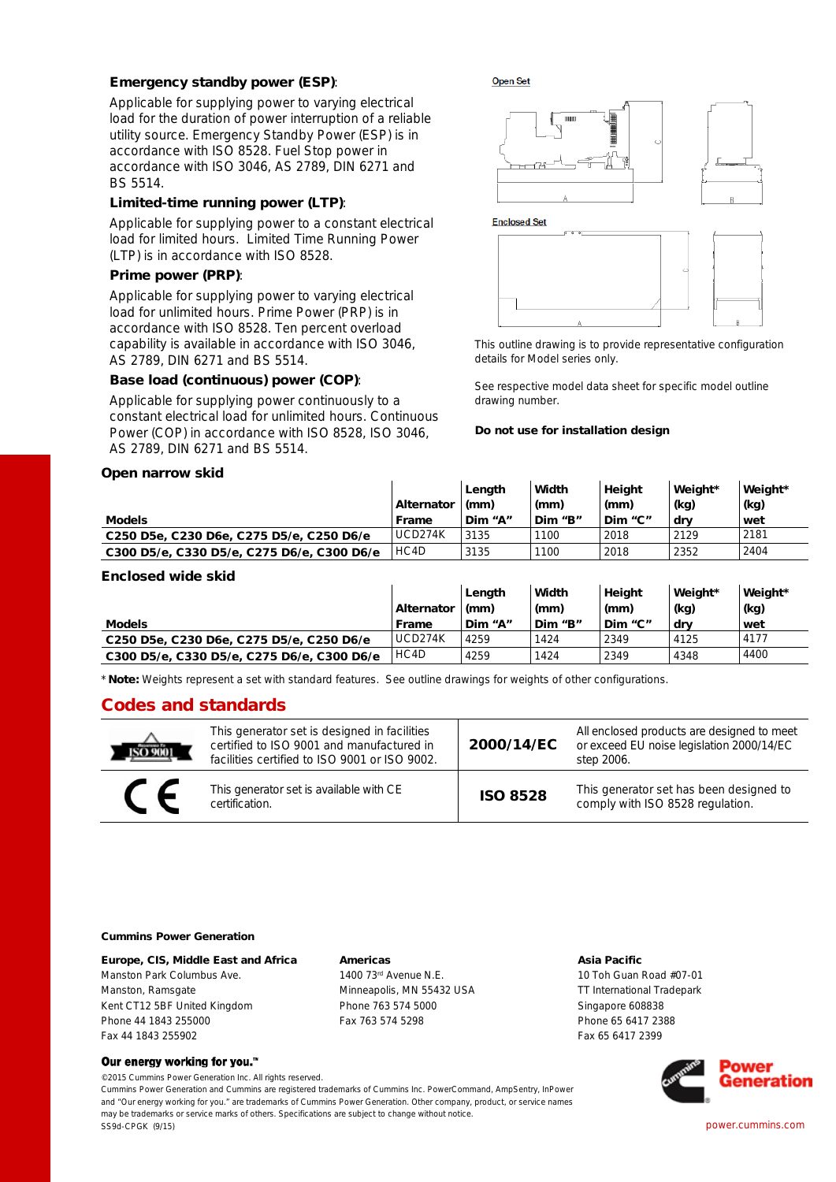**Emergency standby power (ESP)**:

Applicable for supplying power to varying electrical load for the duration of power interruption of a reliable utility source. Emergency Standby Power (ESP) is in accordance with ISO 8528. Fuel Stop power in accordance with ISO 3046, AS 2789, DIN 6271 and BS 5514.

**Limited-time running power (LTP)**:

Applicable for supplying power to a constant electrical load for limited hours. Limited Time Running Power (LTP) is in accordance with ISO 8528.

**Prime power (PRP)**:

Applicable for supplying power to varying electrical load for unlimited hours. Prime Power (PRP) is in accordance with ISO 8528. Ten percent overload capability is available in accordance with ISO 3046, AS 2789, DIN 6271 and BS 5514.

**Base load (continuous) power (COP)**:

Applicable for supplying power continuously to a constant electrical load for unlimited hours. Continuous Power (COP) in accordance with ISO 8528, ISO 3046, AS 2789, DIN 6271 and BS 5514.

Open Set

Enclosed Set

This outline drawing is to provide representative configuration details for Model series only.

See respective model data sheet for specific model outline drawing number.

**Do not use for installation design**

### Open narrow skid

| Models | Alternator Frame | Length (mm) Dim "A" | Width (mm) Dim "B" | Height (mm) Dim "C" | Weight* (kg) dry | Weight* (kg) wet |
|---|---|---|---|---|---|---|
| C250 D5e, C230 D6e, C275 D5/e, C250 D6/e | UCD274K | 3135 | 1100 | 2018 | 2129 | 2181 |
| C300 D5/e, C330 D5/e, C275 D6/e, C300 D6/e | HC4D | 3135 | 1100 | 2018 | 2352 | 2404 |

### Enclosed wide skid

| Models | Alternator Frame | Length (mm) Dim "A" | Width (mm) Dim "B" | Height (mm) Dim "C" | Weight* (kg) dry | Weight* (kg) wet |
|---|---|---|---|---|---|---|
| C250 D5e, C230 D6e, C275 D5/e, C250 D6/e | UCD274K | 4259 | 1424 | 2349 | 4125 | 4177 |
| C300 D5/e, C330 D5/e, C275 D6/e, C300 D6/e | HC4D | 4259 | 1424 | 2349 | 4348 | 4400 |

* **Note:** Weights represent a set with standard features. See outline drawings for weights of other configurations.

## Codes and standards

| | | | |
|---|---|---|---|
| ISO 9001 | This generator set is designed in facilities certified to ISO 9001 and manufactured in facilities certified to ISO 9001 or ISO 9002. | **2000/14/EC** | All enclosed products are designed to meet or exceed EU noise legislation 2000/14/EC step 2006. |
| CE | This generator set is available with CE certification. | **ISO 8528** | This generator set has been designed to comply with ISO 8528 regulation. |

**Cummins Power Generation**

**Europe, CIS, Middle East and Africa**
Manston Park Columbus Ave.
Manston, Ramsgate
Kent CT12 5BF United Kingdom
Phone 44 1843 255000
Fax 44 1843 255902

**Americas**
1400 73rd Avenue N.E.
Minneapolis, MN 55432 USA
Phone 763 574 5000
Fax 763 574 5298

**Asia Pacific**
10 Toh Guan Road #07-01
TT International Tradepark
Singapore 608838
Phone 65 6417 2388
Fax 65 6417 2399

**Our energy working for you.™**

©2015 Cummins Power Generation Inc. All rights reserved.
Cummins Power Generation and Cummins are registered trademarks of Cummins Inc. PowerCommand, AmpSentry, InPower and "Our energy working for you." are trademarks of Cummins Power Generation. Other company, product, or service names may be trademarks or service marks of others. Specifications are subject to change without notice.
SS9d-CPGK (9/15)

Power Generation

power.cummins.com